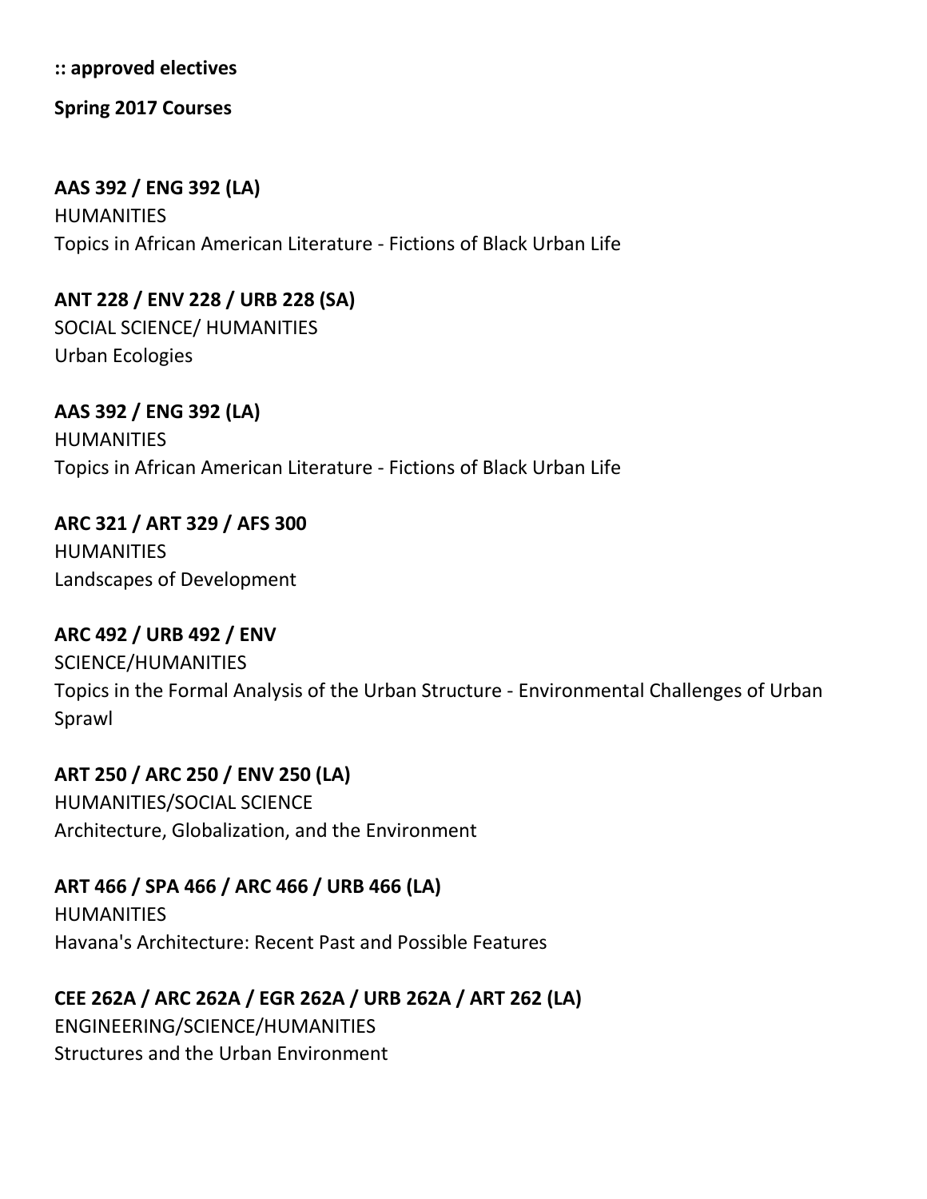**:: approved electives**

**Spring 2017 Courses**

**AAS 392 / ENG 392 (LA)**
HUMANITIES
Topics in African American Literature - Fictions of Black Urban Life

**ANT 228 / ENV 228 / URB 228 (SA)**
SOCIAL SCIENCE/ HUMANITIES
Urban Ecologies

**AAS 392 / ENG 392 (LA)**
HUMANITIES
Topics in African American Literature - Fictions of Black Urban Life

**ARC 321 / ART 329 / AFS 300**
HUMANITIES
Landscapes of Development

**ARC 492 / URB 492 / ENV**
SCIENCE/HUMANITIES
Topics in the Formal Analysis of the Urban Structure - Environmental Challenges of Urban Sprawl

**ART 250 / ARC 250 / ENV 250 (LA)**
HUMANITIES/SOCIAL SCIENCE
Architecture, Globalization, and the Environment

**ART 466 / SPA 466 / ARC 466 / URB 466 (LA)**
HUMANITIES
Havana's Architecture: Recent Past and Possible Features

**CEE 262A / ARC 262A / EGR 262A / URB 262A / ART 262 (LA)**
ENGINEERING/SCIENCE/HUMANITIES
Structures and the Urban Environment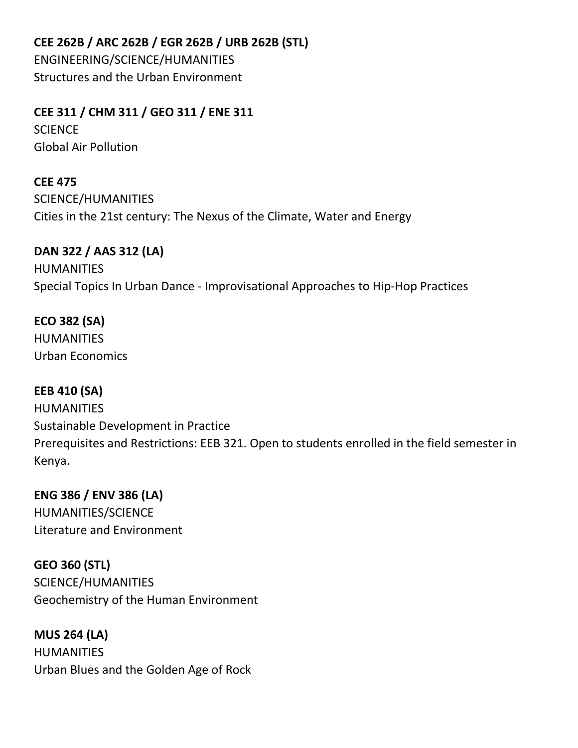**CEE 262B / ARC 262B / EGR 262B / URB 262B (STL)**
ENGINEERING/SCIENCE/HUMANITIES
Structures and the Urban Environment

**CEE 311 / CHM 311 / GEO 311 / ENE 311**
SCIENCE
Global Air Pollution

**CEE 475**
SCIENCE/HUMANITIES
Cities in the 21st century: The Nexus of the Climate, Water and Energy

**DAN 322 / AAS 312 (LA)**
HUMANITIES
Special Topics In Urban Dance - Improvisational Approaches to Hip-Hop Practices

**ECO 382 (SA)**
HUMANITIES
Urban Economics

**EEB 410 (SA)**
HUMANITIES
Sustainable Development in Practice
Prerequisites and Restrictions: EEB 321. Open to students enrolled in the field semester in Kenya.

**ENG 386 / ENV 386 (LA)**
HUMANITIES/SCIENCE
Literature and Environment

**GEO 360 (STL)**
SCIENCE/HUMANITIES
Geochemistry of the Human Environment

**MUS 264 (LA)**
HUMANITIES
Urban Blues and the Golden Age of Rock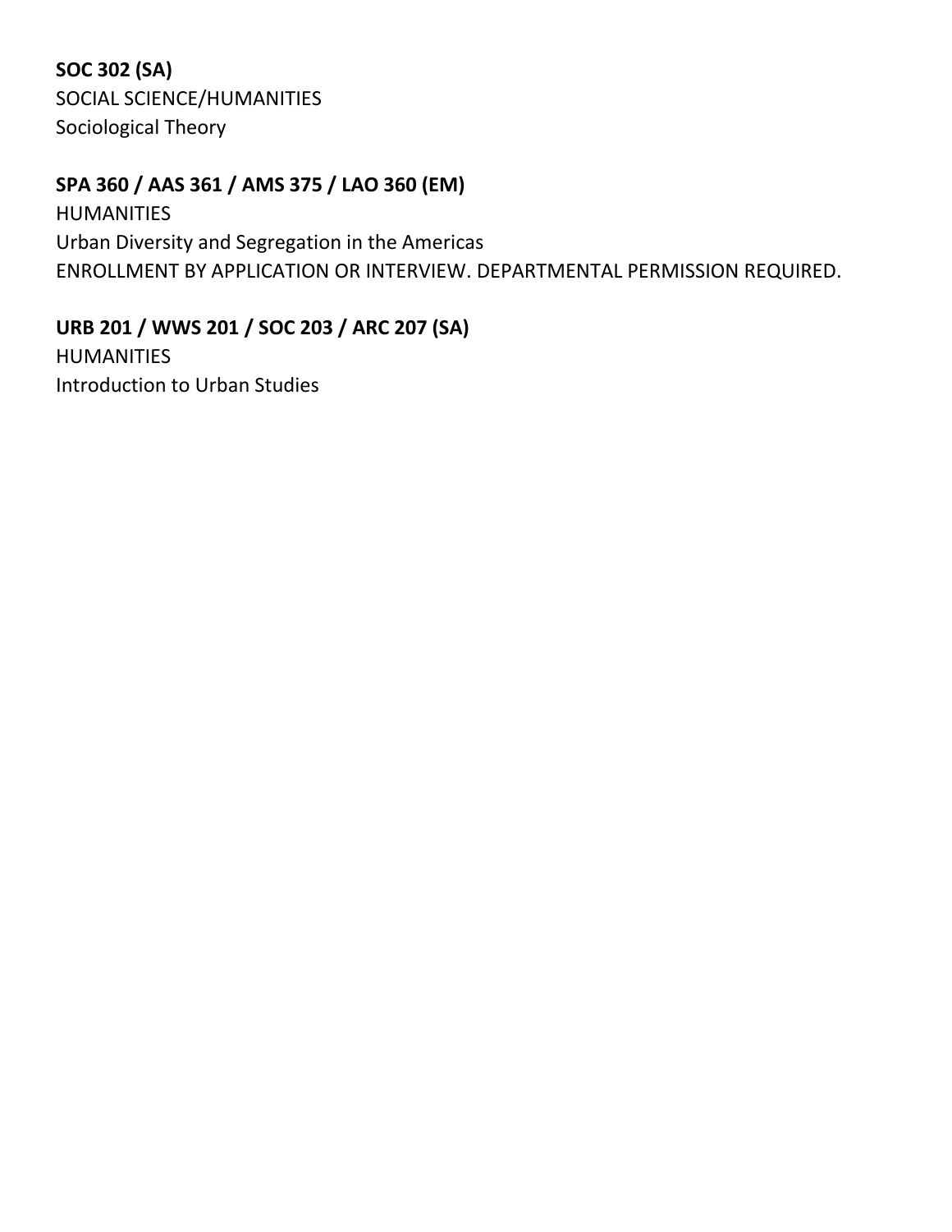**SOC 302 (SA)**
SOCIAL SCIENCE/HUMANITIES
Sociological Theory

**SPA 360 / AAS 361 / AMS 375 / LAO 360 (EM)**
HUMANITIES
Urban Diversity and Segregation in the Americas
ENROLLMENT BY APPLICATION OR INTERVIEW. DEPARTMENTAL PERMISSION REQUIRED.

**URB 201 / WWS 201 / SOC 203 / ARC 207 (SA)**
HUMANITIES
Introduction to Urban Studies